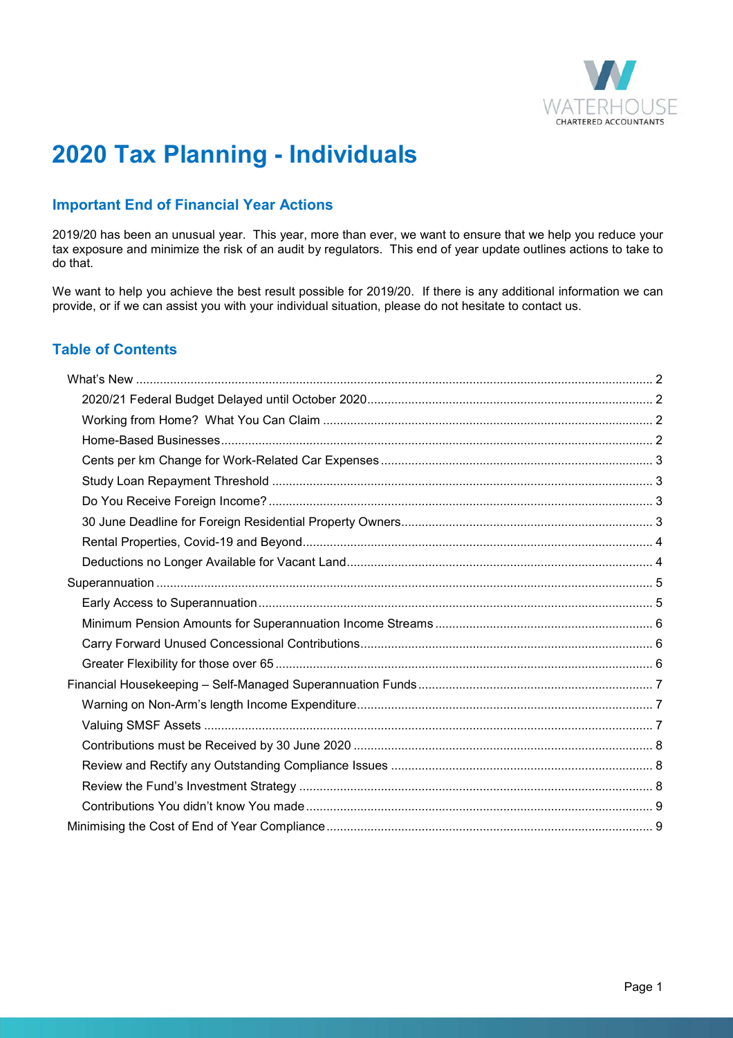# 2020 Tax Planning - Individuals

## Important End of Financial Year Actions

2019/20 has been an unusual year. This year, more than ever, we want to ensure that we help you reduce your tax exposure and minimize the risk of an audit by regulators. This end of year update outlines actions to take to do that.

We want to help you achieve the best result possible for 2019/20. If there is any additional information we can provide, or if we can assist you with your individual situation, please do not hesitate to contact us.

## Table of Contents

- What's New ..... 2
  - 2020/21 Federal Budget Delayed until October 2020 ..... 2
  - Working from Home? What You Can Claim ..... 2
  - Home-Based Businesses ..... 2
  - Cents per km Change for Work-Related Car Expenses ..... 3
  - Study Loan Repayment Threshold ..... 3
  - Do You Receive Foreign Income? ..... 3
  - 30 June Deadline for Foreign Residential Property Owners ..... 3
  - Rental Properties, Covid-19 and Beyond ..... 4
  - Deductions no Longer Available for Vacant Land ..... 4
- Superannuation ..... 5
  - Early Access to Superannuation ..... 5
  - Minimum Pension Amounts for Superannuation Income Streams ..... 6
  - Carry Forward Unused Concessional Contributions ..... 6
  - Greater Flexibility for those over 65 ..... 6
- Financial Housekeeping – Self-Managed Superannuation Funds ..... 7
  - Warning on Non-Arm's length Income Expenditure ..... 7
  - Valuing SMSF Assets ..... 7
  - Contributions must be Received by 30 June 2020 ..... 8
  - Review and Rectify any Outstanding Compliance Issues ..... 8
  - Review the Fund's Investment Strategy ..... 8
  - Contributions You didn't know You made ..... 9
- Minimising the Cost of End of Year Compliance ..... 9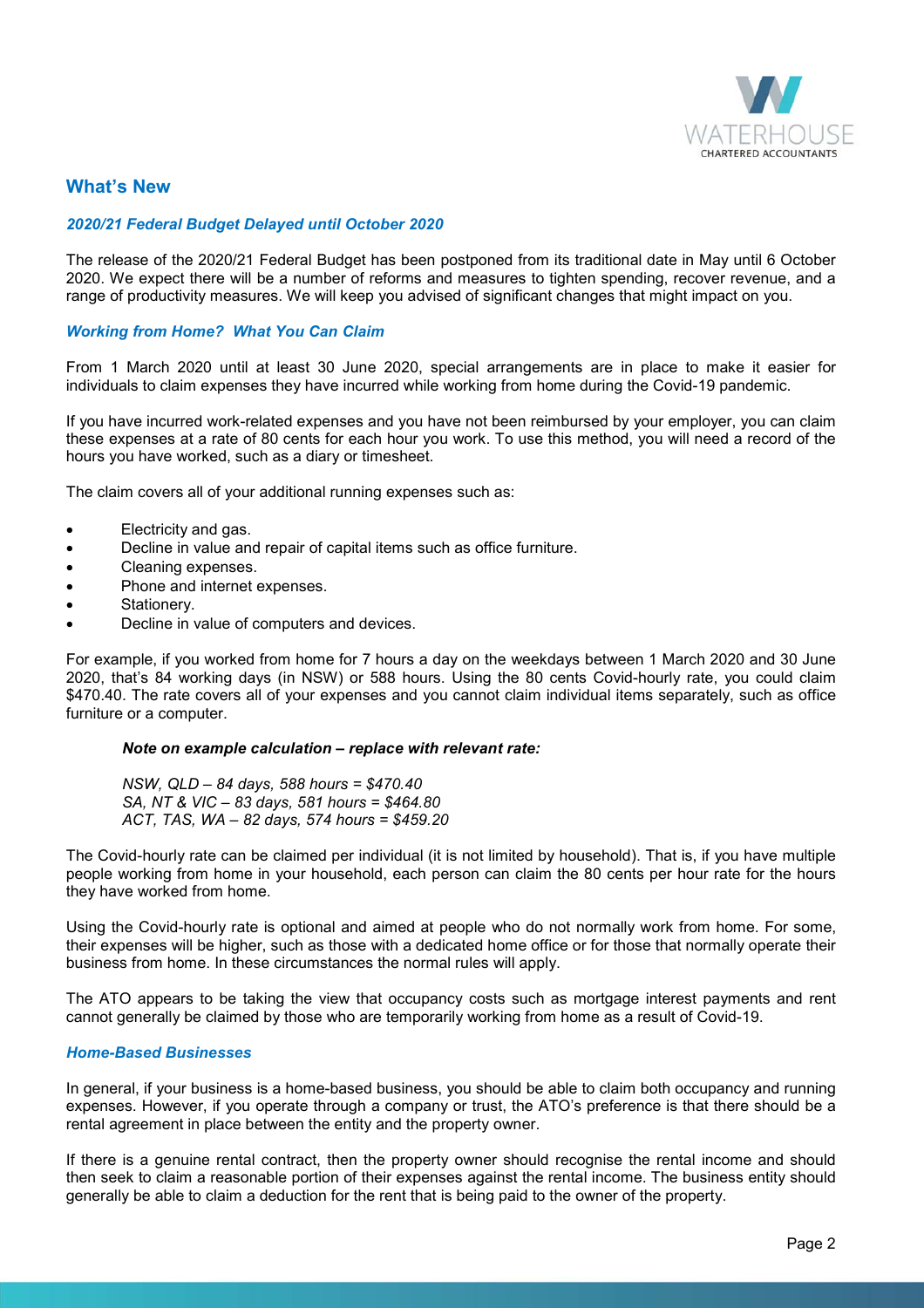## What's New

### *2020/21 Federal Budget Delayed until October 2020*

The release of the 2020/21 Federal Budget has been postponed from its traditional date in May until 6 October 2020. We expect there will be a number of reforms and measures to tighten spending, recover revenue, and a range of productivity measures. We will keep you advised of significant changes that might impact on you.

### *Working from Home? What You Can Claim*

From 1 March 2020 until at least 30 June 2020, special arrangements are in place to make it easier for individuals to claim expenses they have incurred while working from home during the Covid-19 pandemic.

If you have incurred work-related expenses and you have not been reimbursed by your employer, you can claim these expenses at a rate of 80 cents for each hour you work. To use this method, you will need a record of the hours you have worked, such as a diary or timesheet.

The claim covers all of your additional running expenses such as:

- Electricity and gas.
- Decline in value and repair of capital items such as office furniture.
- Cleaning expenses.
- Phone and internet expenses.
- Stationery.
- Decline in value of computers and devices.

For example, if you worked from home for 7 hours a day on the weekdays between 1 March 2020 and 30 June 2020, that's 84 working days (in NSW) or 588 hours. Using the 80 cents Covid-hourly rate, you could claim $470.40. The rate covers all of your expenses and you cannot claim individual items separately, such as office furniture or a computer.

> ***Note on example calculation – replace with relevant rate:***
>
> *NSW, QLD – 84 days, 588 hours = $470.40*
> *SA, NT & VIC – 83 days, 581 hours = $464.80*
> *ACT, TAS, WA – 82 days, 574 hours = $459.20*

The Covid-hourly rate can be claimed per individual (it is not limited by household). That is, if you have multiple people working from home in your household, each person can claim the 80 cents per hour rate for the hours they have worked from home.

Using the Covid-hourly rate is optional and aimed at people who do not normally work from home. For some, their expenses will be higher, such as those with a dedicated home office or for those that normally operate their business from home. In these circumstances the normal rules will apply.

The ATO appears to be taking the view that occupancy costs such as mortgage interest payments and rent cannot generally be claimed by those who are temporarily working from home as a result of Covid-19.

### *Home-Based Businesses*

In general, if your business is a home-based business, you should be able to claim both occupancy and running expenses. However, if you operate through a company or trust, the ATO's preference is that there should be a rental agreement in place between the entity and the property owner.

If there is a genuine rental contract, then the property owner should recognise the rental income and should then seek to claim a reasonable portion of their expenses against the rental income. The business entity should generally be able to claim a deduction for the rent that is being paid to the owner of the property.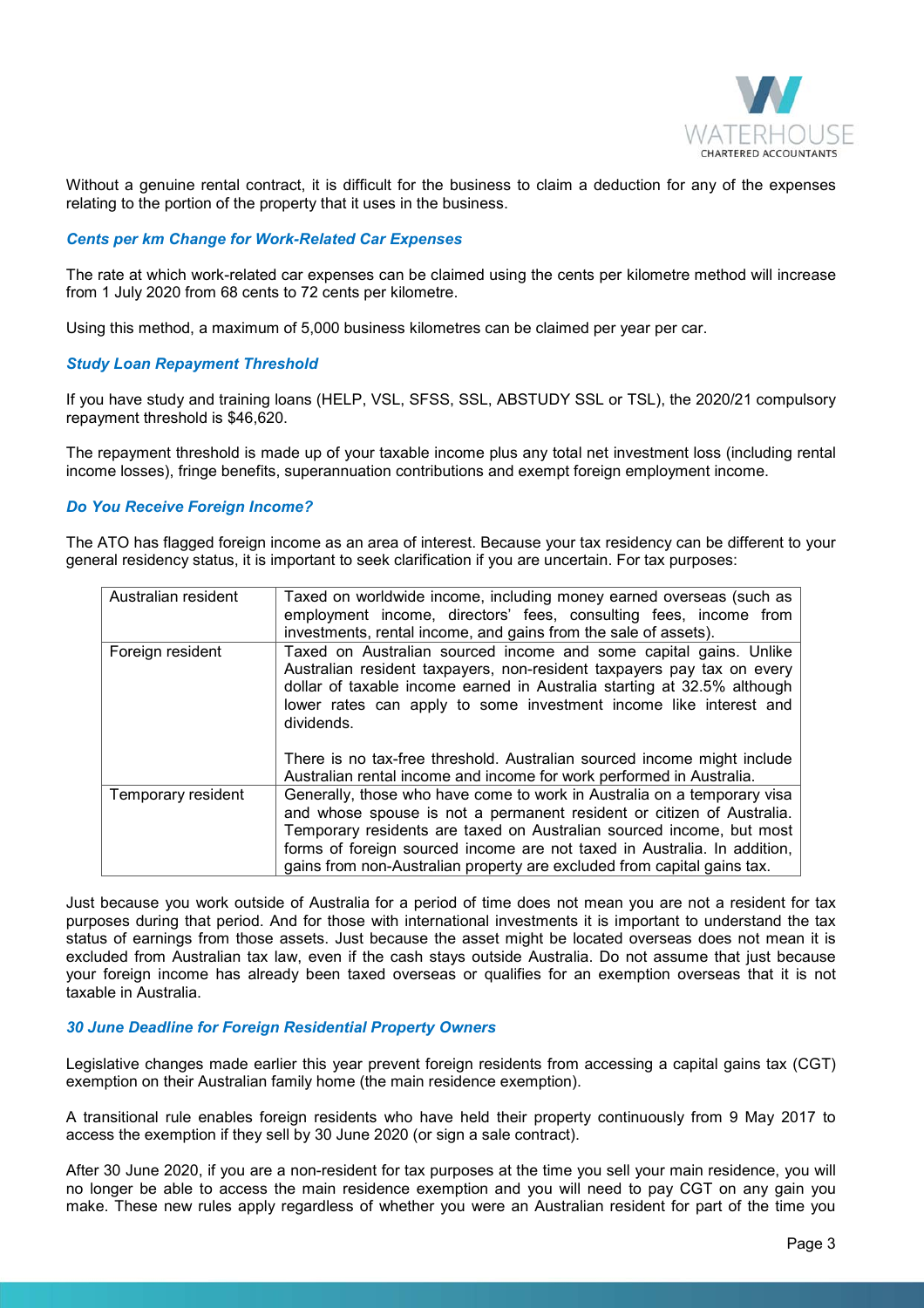Without a genuine rental contract, it is difficult for the business to claim a deduction for any of the expenses relating to the portion of the property that it uses in the business.

### *Cents per km Change for Work-Related Car Expenses*

The rate at which work-related car expenses can be claimed using the cents per kilometre method will increase from 1 July 2020 from 68 cents to 72 cents per kilometre.

Using this method, a maximum of 5,000 business kilometres can be claimed per year per car.

### *Study Loan Repayment Threshold*

If you have study and training loans (HELP, VSL, SFSS, SSL, ABSTUDY SSL or TSL), the 2020/21 compulsory repayment threshold is $46,620.

The repayment threshold is made up of your taxable income plus any total net investment loss (including rental income losses), fringe benefits, superannuation contributions and exempt foreign employment income.

### *Do You Receive Foreign Income?*

The ATO has flagged foreign income as an area of interest. Because your tax residency can be different to your general residency status, it is important to seek clarification if you are uncertain. For tax purposes:

| | |
|---|---|
| Australian resident | Taxed on worldwide income, including money earned overseas (such as employment income, directors' fees, consulting fees, income from investments, rental income, and gains from the sale of assets). |
| Foreign resident | Taxed on Australian sourced income and some capital gains. Unlike Australian resident taxpayers, non-resident taxpayers pay tax on every dollar of taxable income earned in Australia starting at 32.5% although lower rates can apply to some investment income like interest and dividends.<br><br>There is no tax-free threshold. Australian sourced income might include Australian rental income and income for work performed in Australia. |
| Temporary resident | Generally, those who have come to work in Australia on a temporary visa and whose spouse is not a permanent resident or citizen of Australia. Temporary residents are taxed on Australian sourced income, but most forms of foreign sourced income are not taxed in Australia. In addition, gains from non-Australian property are excluded from capital gains tax. |

Just because you work outside of Australia for a period of time does not mean you are not a resident for tax purposes during that period. And for those with international investments it is important to understand the tax status of earnings from those assets. Just because the asset might be located overseas does not mean it is excluded from Australian tax law, even if the cash stays outside Australia. Do not assume that just because your foreign income has already been taxed overseas or qualifies for an exemption overseas that it is not taxable in Australia.

### *30 June Deadline for Foreign Residential Property Owners*

Legislative changes made earlier this year prevent foreign residents from accessing a capital gains tax (CGT) exemption on their Australian family home (the main residence exemption).

A transitional rule enables foreign residents who have held their property continuously from 9 May 2017 to access the exemption if they sell by 30 June 2020 (or sign a sale contract).

After 30 June 2020, if you are a non-resident for tax purposes at the time you sell your main residence, you will no longer be able to access the main residence exemption and you will need to pay CGT on any gain you make. These new rules apply regardless of whether you were an Australian resident for part of the time you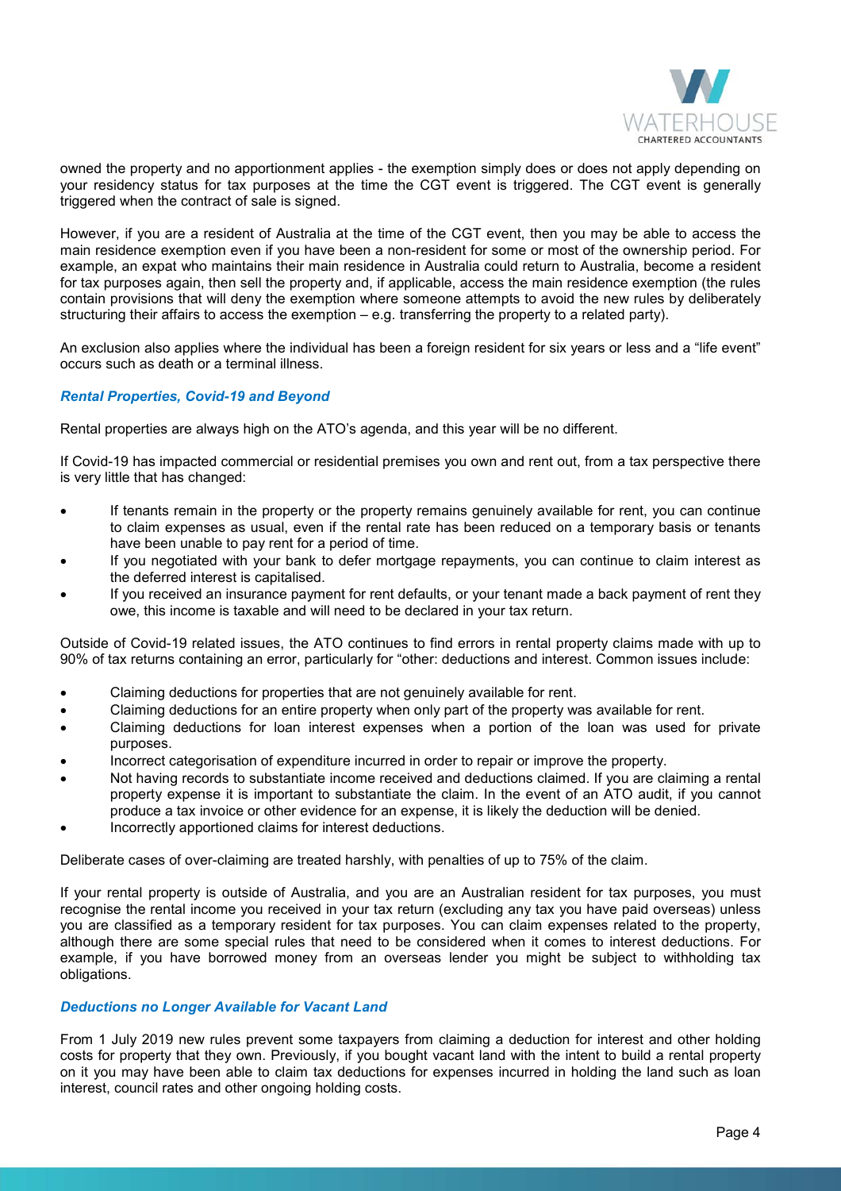owned the property and no apportionment applies - the exemption simply does or does not apply depending on your residency status for tax purposes at the time the CGT event is triggered. The CGT event is generally triggered when the contract of sale is signed.

However, if you are a resident of Australia at the time of the CGT event, then you may be able to access the main residence exemption even if you have been a non-resident for some or most of the ownership period. For example, an expat who maintains their main residence in Australia could return to Australia, become a resident for tax purposes again, then sell the property and, if applicable, access the main residence exemption (the rules contain provisions that will deny the exemption where someone attempts to avoid the new rules by deliberately structuring their affairs to access the exemption – e.g. transferring the property to a related party).

An exclusion also applies where the individual has been a foreign resident for six years or less and a "life event" occurs such as death or a terminal illness.

### *Rental Properties, Covid-19 and Beyond*

Rental properties are always high on the ATO's agenda, and this year will be no different.

If Covid-19 has impacted commercial or residential premises you own and rent out, from a tax perspective there is very little that has changed:

- If tenants remain in the property or the property remains genuinely available for rent, you can continue to claim expenses as usual, even if the rental rate has been reduced on a temporary basis or tenants have been unable to pay rent for a period of time.
- If you negotiated with your bank to defer mortgage repayments, you can continue to claim interest as the deferred interest is capitalised.
- If you received an insurance payment for rent defaults, or your tenant made a back payment of rent they owe, this income is taxable and will need to be declared in your tax return.

Outside of Covid-19 related issues, the ATO continues to find errors in rental property claims made with up to 90% of tax returns containing an error, particularly for "other: deductions and interest. Common issues include:

- Claiming deductions for properties that are not genuinely available for rent.
- Claiming deductions for an entire property when only part of the property was available for rent.
- Claiming deductions for loan interest expenses when a portion of the loan was used for private purposes.
- Incorrect categorisation of expenditure incurred in order to repair or improve the property.
- Not having records to substantiate income received and deductions claimed. If you are claiming a rental property expense it is important to substantiate the claim. In the event of an ATO audit, if you cannot produce a tax invoice or other evidence for an expense, it is likely the deduction will be denied.
- Incorrectly apportioned claims for interest deductions.

Deliberate cases of over-claiming are treated harshly, with penalties of up to 75% of the claim.

If your rental property is outside of Australia, and you are an Australian resident for tax purposes, you must recognise the rental income you received in your tax return (excluding any tax you have paid overseas) unless you are classified as a temporary resident for tax purposes. You can claim expenses related to the property, although there are some special rules that need to be considered when it comes to interest deductions. For example, if you have borrowed money from an overseas lender you might be subject to withholding tax obligations.

### *Deductions no Longer Available for Vacant Land*

From 1 July 2019 new rules prevent some taxpayers from claiming a deduction for interest and other holding costs for property that they own. Previously, if you bought vacant land with the intent to build a rental property on it you may have been able to claim tax deductions for expenses incurred in holding the land such as loan interest, council rates and other ongoing holding costs.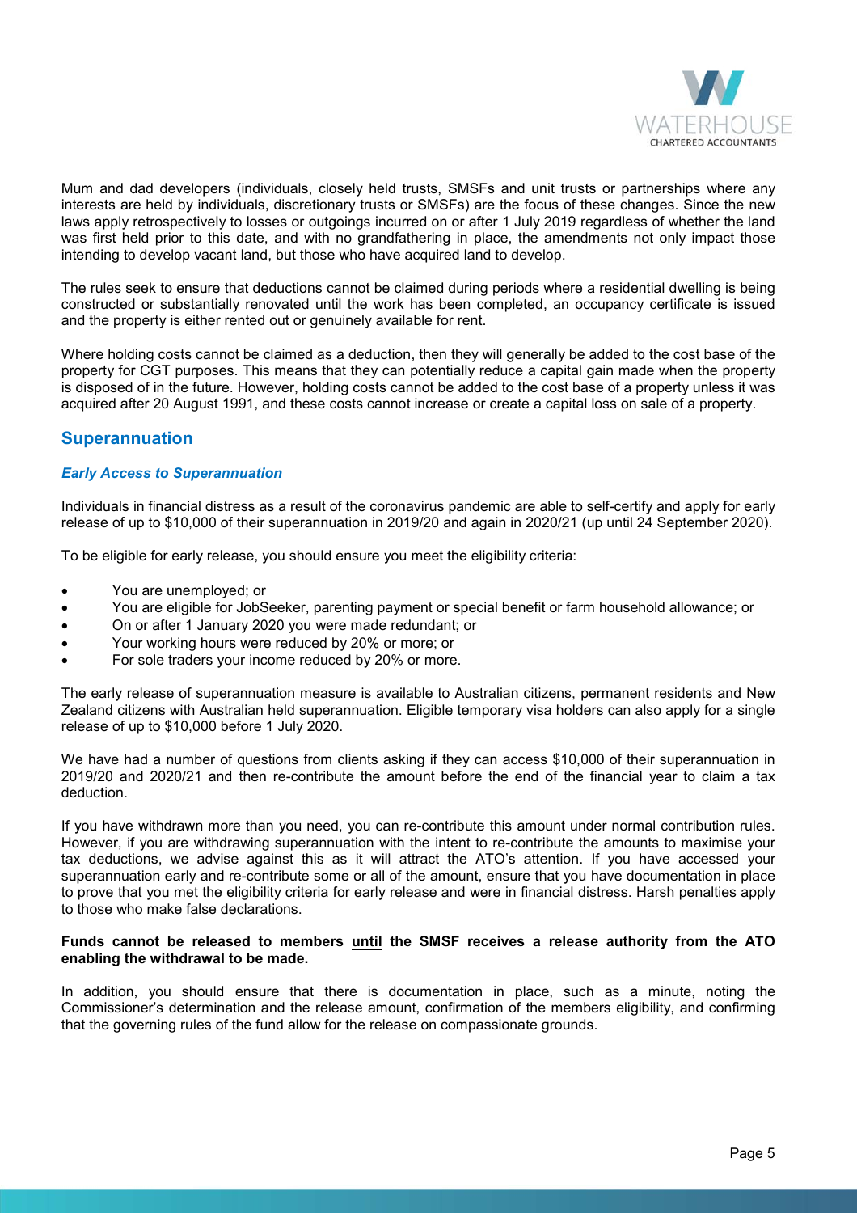Mum and dad developers (individuals, closely held trusts, SMSFs and unit trusts or partnerships where any interests are held by individuals, discretionary trusts or SMSFs) are the focus of these changes. Since the new laws apply retrospectively to losses or outgoings incurred on or after 1 July 2019 regardless of whether the land was first held prior to this date, and with no grandfathering in place, the amendments not only impact those intending to develop vacant land, but those who have acquired land to develop.

The rules seek to ensure that deductions cannot be claimed during periods where a residential dwelling is being constructed or substantially renovated until the work has been completed, an occupancy certificate is issued and the property is either rented out or genuinely available for rent.

Where holding costs cannot be claimed as a deduction, then they will generally be added to the cost base of the property for CGT purposes. This means that they can potentially reduce a capital gain made when the property is disposed of in the future. However, holding costs cannot be added to the cost base of a property unless it was acquired after 20 August 1991, and these costs cannot increase or create a capital loss on sale of a property.

## Superannuation

### *Early Access to Superannuation*

Individuals in financial distress as a result of the coronavirus pandemic are able to self-certify and apply for early release of up to $10,000 of their superannuation in 2019/20 and again in 2020/21 (up until 24 September 2020).

To be eligible for early release, you should ensure you meet the eligibility criteria:

- You are unemployed; or
- You are eligible for JobSeeker, parenting payment or special benefit or farm household allowance; or
- On or after 1 January 2020 you were made redundant; or
- Your working hours were reduced by 20% or more; or
- For sole traders your income reduced by 20% or more.

The early release of superannuation measure is available to Australian citizens, permanent residents and New Zealand citizens with Australian held superannuation. Eligible temporary visa holders can also apply for a single release of up to $10,000 before 1 July 2020.

We have had a number of questions from clients asking if they can access $10,000 of their superannuation in 2019/20 and 2020/21 and then re-contribute the amount before the end of the financial year to claim a tax deduction.

If you have withdrawn more than you need, you can re-contribute this amount under normal contribution rules. However, if you are withdrawing superannuation with the intent to re-contribute the amounts to maximise your tax deductions, we advise against this as it will attract the ATO's attention. If you have accessed your superannuation early and re-contribute some or all of the amount, ensure that you have documentation in place to prove that you met the eligibility criteria for early release and were in financial distress. Harsh penalties apply to those who make false declarations.

**Funds cannot be released to members <u>until</u> the SMSF receives a release authority from the ATO enabling the withdrawal to be made.**

In addition, you should ensure that there is documentation in place, such as a minute, noting the Commissioner's determination and the release amount, confirmation of the members eligibility, and confirming that the governing rules of the fund allow for the release on compassionate grounds.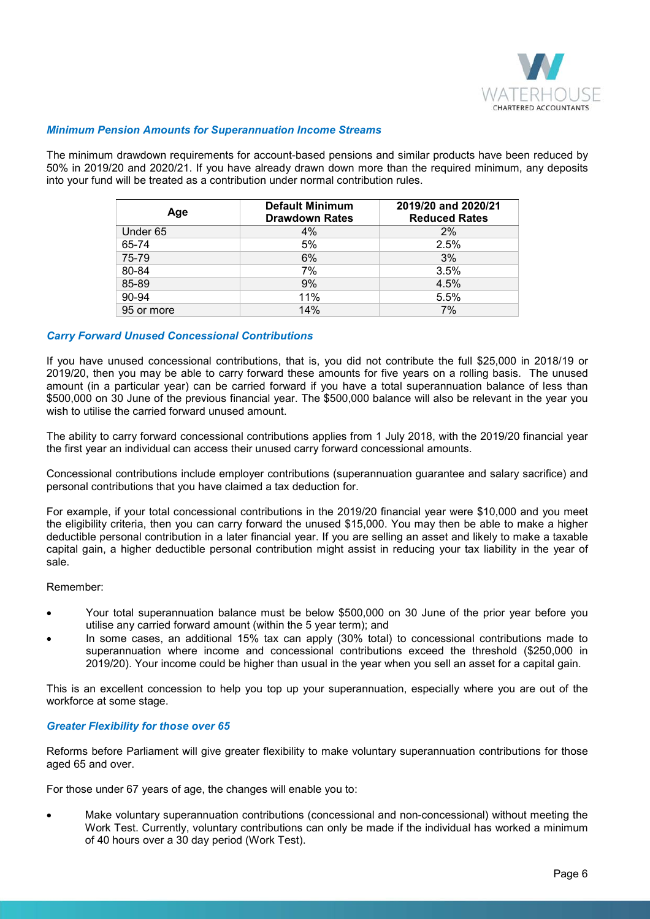### *Minimum Pension Amounts for Superannuation Income Streams*

The minimum drawdown requirements for account-based pensions and similar products have been reduced by 50% in 2019/20 and 2020/21. If you have already drawn down more than the required minimum, any deposits into your fund will be treated as a contribution under normal contribution rules.

| Age | Default Minimum Drawdown Rates | 2019/20 and 2020/21 Reduced Rates |
|---|---|---|
| Under 65 | 4% | 2% |
| 65-74 | 5% | 2.5% |
| 75-79 | 6% | 3% |
| 80-84 | 7% | 3.5% |
| 85-89 | 9% | 4.5% |
| 90-94 | 11% | 5.5% |
| 95 or more | 14% | 7% |

### *Carry Forward Unused Concessional Contributions*

If you have unused concessional contributions, that is, you did not contribute the full $25,000 in 2018/19 or 2019/20, then you may be able to carry forward these amounts for five years on a rolling basis. The unused amount (in a particular year) can be carried forward if you have a total superannuation balance of less than $500,000 on 30 June of the previous financial year. The $500,000 balance will also be relevant in the year you wish to utilise the carried forward unused amount.

The ability to carry forward concessional contributions applies from 1 July 2018, with the 2019/20 financial year the first year an individual can access their unused carry forward concessional amounts.

Concessional contributions include employer contributions (superannuation guarantee and salary sacrifice) and personal contributions that you have claimed a tax deduction for.

For example, if your total concessional contributions in the 2019/20 financial year were $10,000 and you meet the eligibility criteria, then you can carry forward the unused $15,000. You may then be able to make a higher deductible personal contribution in a later financial year. If you are selling an asset and likely to make a taxable capital gain, a higher deductible personal contribution might assist in reducing your tax liability in the year of sale.

Remember:

- Your total superannuation balance must be below $500,000 on 30 June of the prior year before you utilise any carried forward amount (within the 5 year term); and
- In some cases, an additional 15% tax can apply (30% total) to concessional contributions made to superannuation where income and concessional contributions exceed the threshold ($250,000 in 2019/20). Your income could be higher than usual in the year when you sell an asset for a capital gain.

This is an excellent concession to help you top up your superannuation, especially where you are out of the workforce at some stage.

### *Greater Flexibility for those over 65*

Reforms before Parliament will give greater flexibility to make voluntary superannuation contributions for those aged 65 and over.

For those under 67 years of age, the changes will enable you to:

- Make voluntary superannuation contributions (concessional and non-concessional) without meeting the Work Test. Currently, voluntary contributions can only be made if the individual has worked a minimum of 40 hours over a 30 day period (Work Test).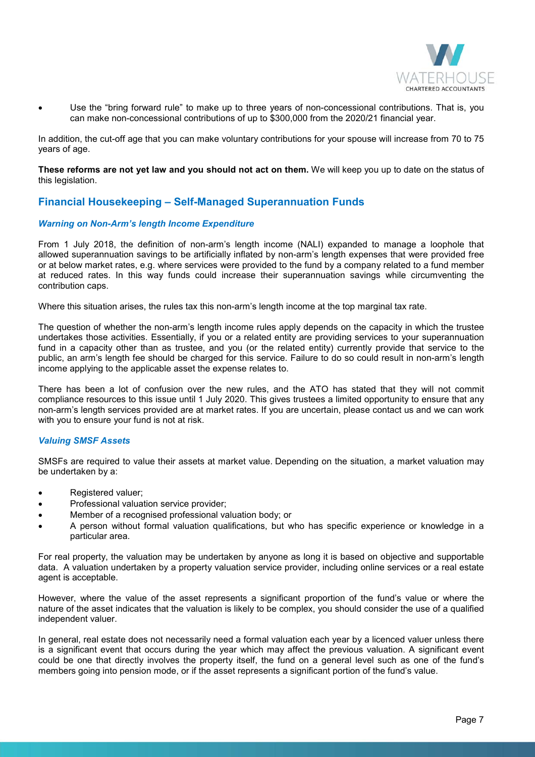- Use the "bring forward rule" to make up to three years of non-concessional contributions. That is, you can make non-concessional contributions of up to $300,000 from the 2020/21 financial year.

In addition, the cut-off age that you can make voluntary contributions for your spouse will increase from 70 to 75 years of age.

**These reforms are not yet law and you should not act on them.** We will keep you up to date on the status of this legislation.

## Financial Housekeeping – Self-Managed Superannuation Funds

### *Warning on Non-Arm's length Income Expenditure*

From 1 July 2018, the definition of non-arm's length income (NALI) expanded to manage a loophole that allowed superannuation savings to be artificially inflated by non-arm's length expenses that were provided free or at below market rates, e.g. where services were provided to the fund by a company related to a fund member at reduced rates. In this way funds could increase their superannuation savings while circumventing the contribution caps.

Where this situation arises, the rules tax this non-arm's length income at the top marginal tax rate.

The question of whether the non-arm's length income rules apply depends on the capacity in which the trustee undertakes those activities. Essentially, if you or a related entity are providing services to your superannuation fund in a capacity other than as trustee, and you (or the related entity) currently provide that service to the public, an arm's length fee should be charged for this service. Failure to do so could result in non-arm's length income applying to the applicable asset the expense relates to.

There has been a lot of confusion over the new rules, and the ATO has stated that they will not commit compliance resources to this issue until 1 July 2020. This gives trustees a limited opportunity to ensure that any non-arm's length services provided are at market rates. If you are uncertain, please contact us and we can work with you to ensure your fund is not at risk.

### *Valuing SMSF Assets*

SMSFs are required to value their assets at market value. Depending on the situation, a market valuation may be undertaken by a:

- Registered valuer;
- Professional valuation service provider;
- Member of a recognised professional valuation body; or
- A person without formal valuation qualifications, but who has specific experience or knowledge in a particular area.

For real property, the valuation may be undertaken by anyone as long it is based on objective and supportable data. A valuation undertaken by a property valuation service provider, including online services or a real estate agent is acceptable.

However, where the value of the asset represents a significant proportion of the fund's value or where the nature of the asset indicates that the valuation is likely to be complex, you should consider the use of a qualified independent valuer.

In general, real estate does not necessarily need a formal valuation each year by a licenced valuer unless there is a significant event that occurs during the year which may affect the previous valuation. A significant event could be one that directly involves the property itself, the fund on a general level such as one of the fund's members going into pension mode, or if the asset represents a significant portion of the fund's value.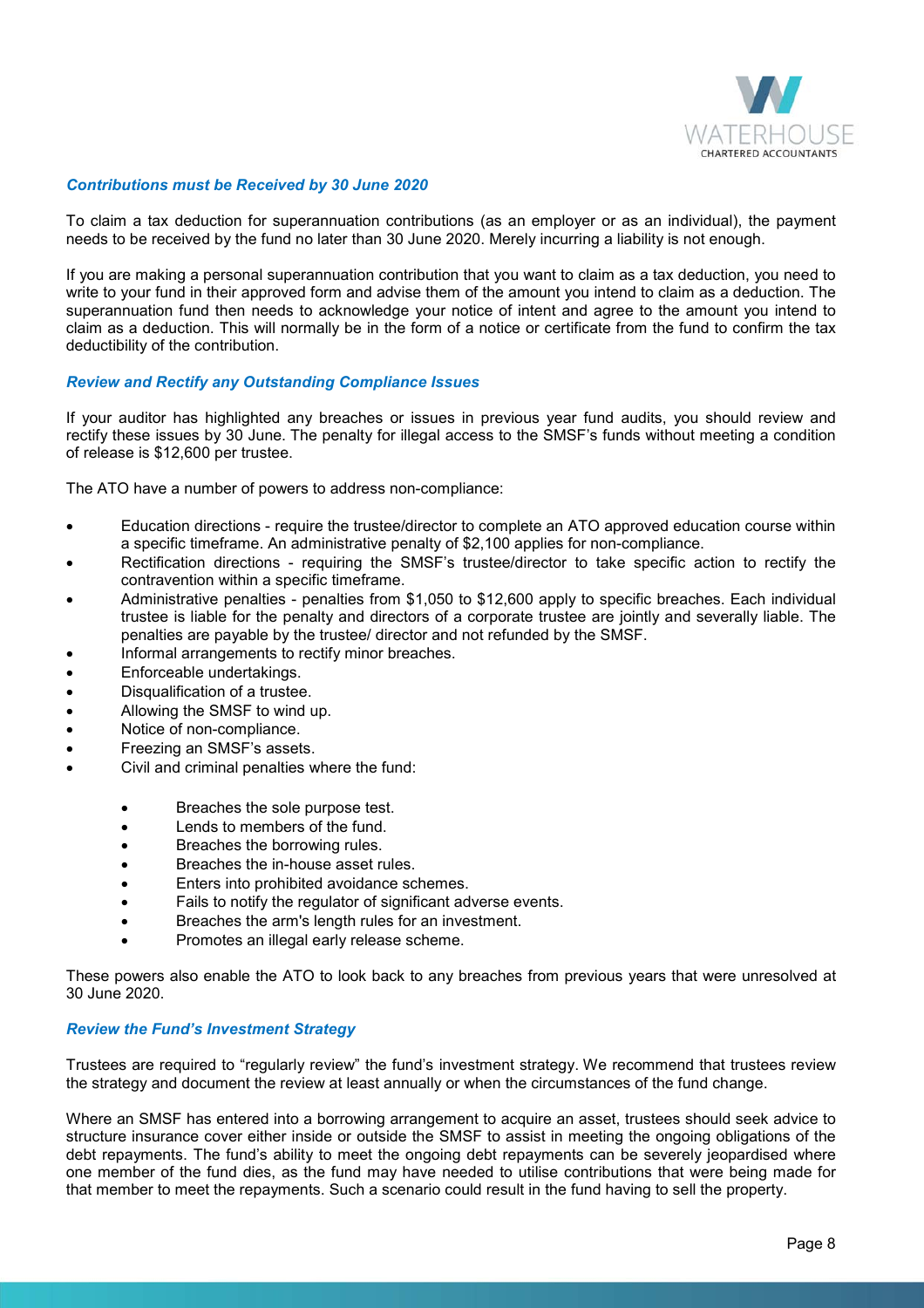### *Contributions must be Received by 30 June 2020*

To claim a tax deduction for superannuation contributions (as an employer or as an individual), the payment needs to be received by the fund no later than 30 June 2020. Merely incurring a liability is not enough.

If you are making a personal superannuation contribution that you want to claim as a tax deduction, you need to write to your fund in their approved form and advise them of the amount you intend to claim as a deduction. The superannuation fund then needs to acknowledge your notice of intent and agree to the amount you intend to claim as a deduction. This will normally be in the form of a notice or certificate from the fund to confirm the tax deductibility of the contribution.

### *Review and Rectify any Outstanding Compliance Issues*

If your auditor has highlighted any breaches or issues in previous year fund audits, you should review and rectify these issues by 30 June. The penalty for illegal access to the SMSF's funds without meeting a condition of release is $12,600 per trustee.

The ATO have a number of powers to address non-compliance:

- Education directions - require the trustee/director to complete an ATO approved education course within a specific timeframe. An administrative penalty of $2,100 applies for non-compliance.
- Rectification directions - requiring the SMSF's trustee/director to take specific action to rectify the contravention within a specific timeframe.
- Administrative penalties - penalties from $1,050 to $12,600 apply to specific breaches. Each individual trustee is liable for the penalty and directors of a corporate trustee are jointly and severally liable. The penalties are payable by the trustee/ director and not refunded by the SMSF.
- Informal arrangements to rectify minor breaches.
- Enforceable undertakings.
- Disqualification of a trustee.
- Allowing the SMSF to wind up.
- Notice of non-compliance.
- Freezing an SMSF's assets.
- Civil and criminal penalties where the fund:
    - Breaches the sole purpose test.
    - Lends to members of the fund.
    - Breaches the borrowing rules.
    - Breaches the in-house asset rules.
    - Enters into prohibited avoidance schemes.
    - Fails to notify the regulator of significant adverse events.
    - Breaches the arm's length rules for an investment.
    - Promotes an illegal early release scheme.

These powers also enable the ATO to look back to any breaches from previous years that were unresolved at 30 June 2020.

### *Review the Fund's Investment Strategy*

Trustees are required to "regularly review" the fund's investment strategy. We recommend that trustees review the strategy and document the review at least annually or when the circumstances of the fund change.

Where an SMSF has entered into a borrowing arrangement to acquire an asset, trustees should seek advice to structure insurance cover either inside or outside the SMSF to assist in meeting the ongoing obligations of the debt repayments. The fund's ability to meet the ongoing debt repayments can be severely jeopardised where one member of the fund dies, as the fund may have needed to utilise contributions that were being made for that member to meet the repayments. Such a scenario could result in the fund having to sell the property.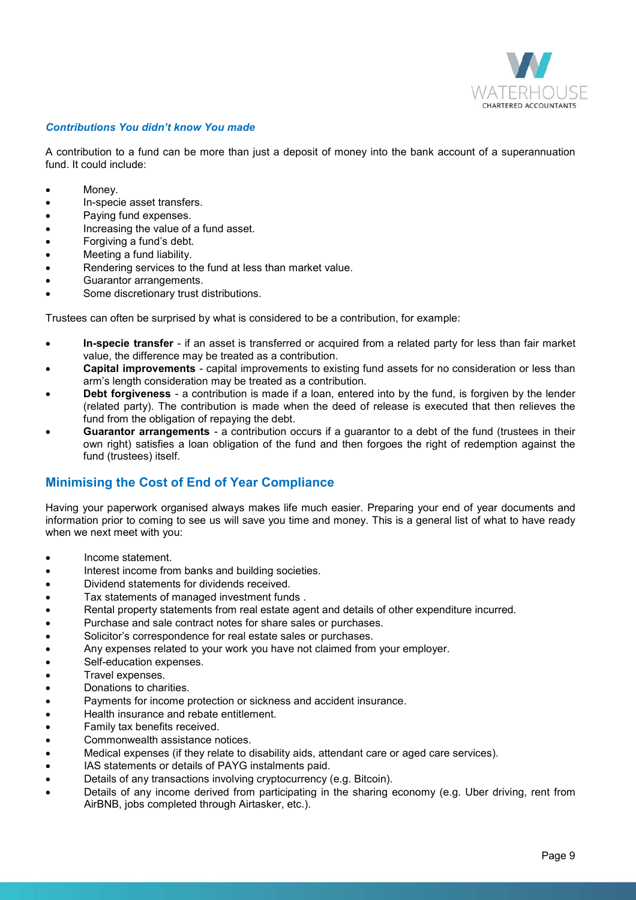### *Contributions You didn't know You made*

A contribution to a fund can be more than just a deposit of money into the bank account of a superannuation fund. It could include:

- Money.
- In-specie asset transfers.
- Paying fund expenses.
- Increasing the value of a fund asset.
- Forgiving a fund's debt.
- Meeting a fund liability.
- Rendering services to the fund at less than market value.
- Guarantor arrangements.
- Some discretionary trust distributions.

Trustees can often be surprised by what is considered to be a contribution, for example:

- **In-specie transfer** - if an asset is transferred or acquired from a related party for less than fair market value, the difference may be treated as a contribution.
- **Capital improvements** - capital improvements to existing fund assets for no consideration or less than arm's length consideration may be treated as a contribution.
- **Debt forgiveness** - a contribution is made if a loan, entered into by the fund, is forgiven by the lender (related party). The contribution is made when the deed of release is executed that then relieves the fund from the obligation of repaying the debt.
- **Guarantor arrangements** - a contribution occurs if a guarantor to a debt of the fund (trustees in their own right) satisfies a loan obligation of the fund and then forgoes the right of redemption against the fund (trustees) itself.

## Minimising the Cost of End of Year Compliance

Having your paperwork organised always makes life much easier. Preparing your end of year documents and information prior to coming to see us will save you time and money. This is a general list of what to have ready when we next meet with you:

- Income statement.
- Interest income from banks and building societies.
- Dividend statements for dividends received.
- Tax statements of managed investment funds .
- Rental property statements from real estate agent and details of other expenditure incurred.
- Purchase and sale contract notes for share sales or purchases.
- Solicitor's correspondence for real estate sales or purchases.
- Any expenses related to your work you have not claimed from your employer.
- Self-education expenses.
- Travel expenses.
- Donations to charities.
- Payments for income protection or sickness and accident insurance.
- Health insurance and rebate entitlement.
- Family tax benefits received.
- Commonwealth assistance notices.
- Medical expenses (if they relate to disability aids, attendant care or aged care services).
- IAS statements or details of PAYG instalments paid.
- Details of any transactions involving cryptocurrency (e.g. Bitcoin).
- Details of any income derived from participating in the sharing economy (e.g. Uber driving, rent from AirBNB, jobs completed through Airtasker, etc.).